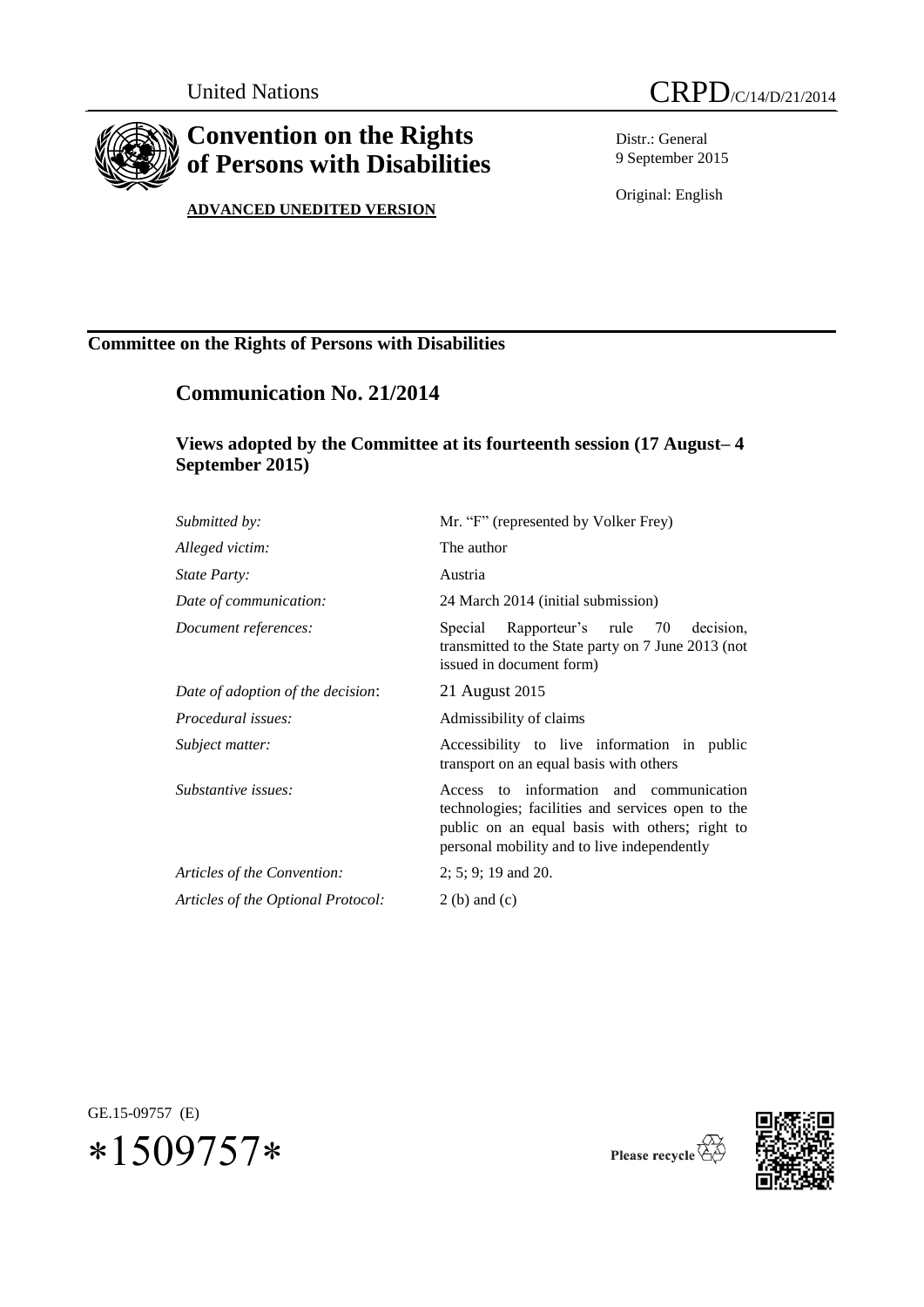United Nations

# CRPD/C/14/D/21/2014

## Convention on the Rights of Persons with Disabilities

**ADVANCED UNEDITED VERSION**

Distr.: General
9 September 2015

Original: English

## Committee on the Rights of Persons with Disabilities

### Communication No. 21/2014

#### Views adopted by the Committee at its fourteenth session (17 August– 4 September 2015)

| | |
|---|---|
| *Submitted by:* | Mr. "F" (represented by Volker Frey) |
| *Alleged victim:* | The author |
| *State Party:* | Austria |
| *Date of communication:* | 24 March 2014 (initial submission) |
| *Document references:* | Special Rapporteur's rule 70 decision, transmitted to the State party on 7 June 2013 (not issued in document form) |
| *Date of adoption of the decision*: | 21 August 2015 |
| *Procedural issues:* | Admissibility of claims |
| *Subject matter:* | Accessibility to live information in public transport on an equal basis with others |
| *Substantive issues:* | Access to information and communication technologies; facilities and services open to the public on an equal basis with others; right to personal mobility and to live independently |
| *Articles of the Convention:* | 2; 5; 9; 19 and 20. |
| *Articles of the Optional Protocol:* | 2 (b) and (c) |

GE.15-09757 (E)

*1509757*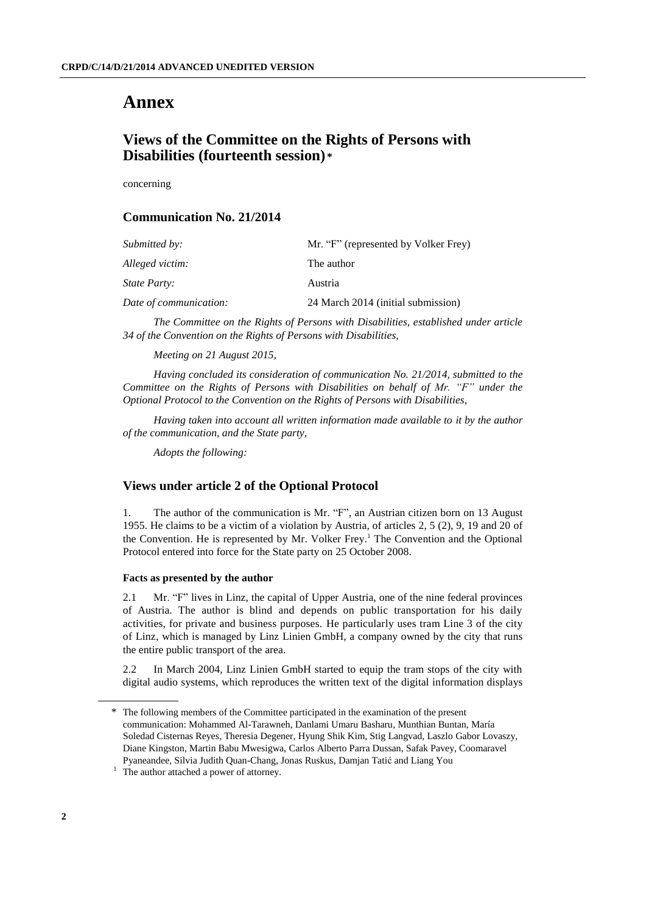# Annex

## Views of the Committee on the Rights of Persons with Disabilities (fourteenth session)*

concerning

### Communication No. 21/2014

| | |
|---|---|
| *Submitted by:* | Mr. "F" (represented by Volker Frey) |
| *Alleged victim:* | The author |
| *State Party:* | Austria |
| *Date of communication:* | 24 March 2014 (initial submission) |

*The Committee on the Rights of Persons with Disabilities, established under article 34 of the Convention on the Rights of Persons with Disabilities,*

*Meeting on 21 August 2015,*

*Having concluded its consideration of communication No. 21/2014, submitted to the Committee on the Rights of Persons with Disabilities on behalf of Mr. "F" under the Optional Protocol to the Convention on the Rights of Persons with Disabilities,*

*Having taken into account all written information made available to it by the author of the communication, and the State party,*

*Adopts the following:*

### Views under article 2 of the Optional Protocol

1. The author of the communication is Mr. "F", an Austrian citizen born on 13 August 1955. He claims to be a victim of a violation by Austria, of articles 2, 5 (2), 9, 19 and 20 of the Convention. He is represented by Mr. Volker Frey.[1] The Convention and the Optional Protocol entered into force for the State party on 25 October 2008.

**Facts as presented by the author**

2.1 Mr. "F" lives in Linz, the capital of Upper Austria, one of the nine federal provinces of Austria. The author is blind and depends on public transportation for his daily activities, for private and business purposes. He particularly uses tram Line 3 of the city of Linz, which is managed by Linz Linien GmbH, a company owned by the city that runs the entire public transport of the area.

2.2 In March 2004, Linz Linien GmbH started to equip the tram stops of the city with digital audio systems, which reproduces the written text of the digital information displays

---

\* The following members of the Committee participated in the examination of the present communication: Mohammed Al-Tarawneh, Danlami Umaru Basharu, Munthian Buntan, María Soledad Cisternas Reyes, Theresia Degener, Hyung Shik Kim, Stig Langvad, Laszlo Gabor Lovaszy, Diane Kingston, Martin Babu Mwesigwa, Carlos Alberto Parra Dussan, Safak Pavey, Coomaravel Pyaneandee, Silvia Judith Quan-Chang, Jonas Ruskus, Damjan Tatić and Liang You

[1] The author attached a power of attorney.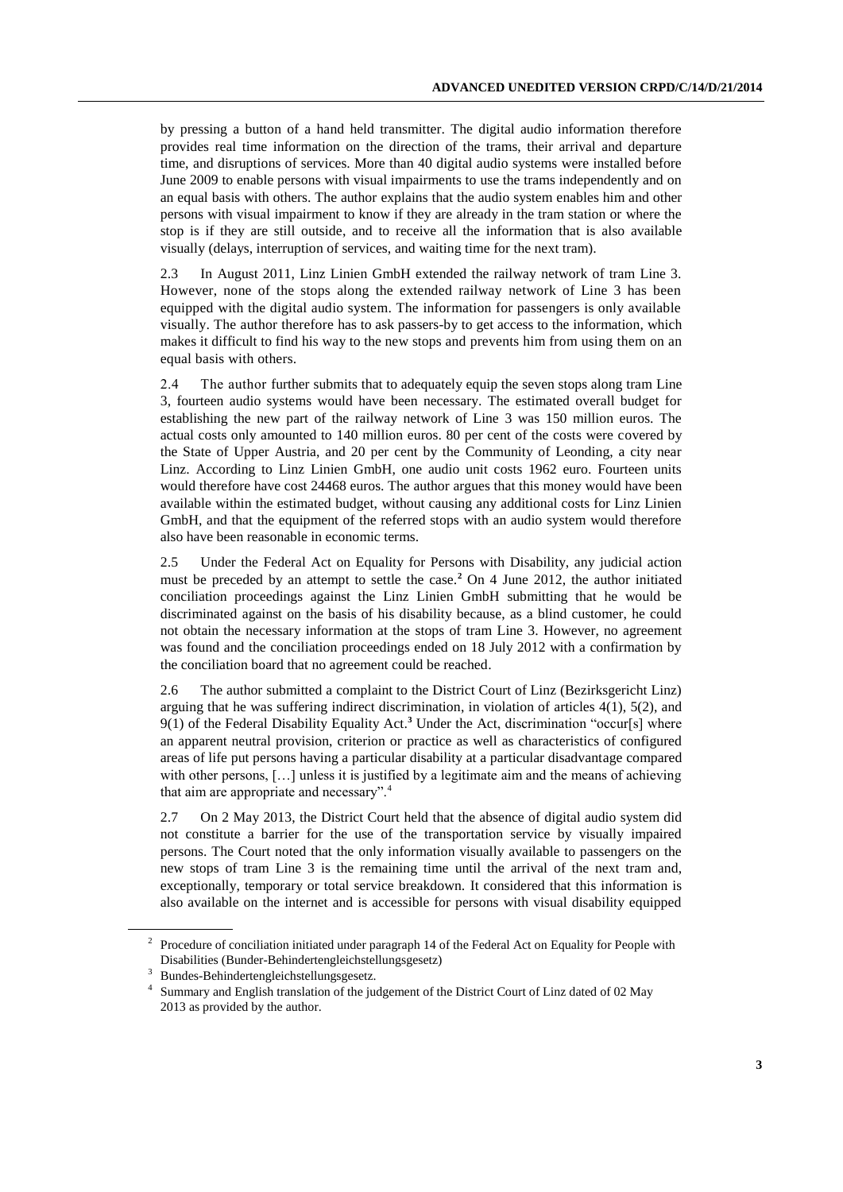by pressing a button of a hand held transmitter. The digital audio information therefore provides real time information on the direction of the trams, their arrival and departure time, and disruptions of services. More than 40 digital audio systems were installed before June 2009 to enable persons with visual impairments to use the trams independently and on an equal basis with others. The author explains that the audio system enables him and other persons with visual impairment to know if they are already in the tram station or where the stop is if they are still outside, and to receive all the information that is also available visually (delays, interruption of services, and waiting time for the next tram).

2.3 In August 2011, Linz Linien GmbH extended the railway network of tram Line 3. However, none of the stops along the extended railway network of Line 3 has been equipped with the digital audio system. The information for passengers is only available visually. The author therefore has to ask passers-by to get access to the information, which makes it difficult to find his way to the new stops and prevents him from using them on an equal basis with others.

2.4 The author further submits that to adequately equip the seven stops along tram Line 3, fourteen audio systems would have been necessary. The estimated overall budget for establishing the new part of the railway network of Line 3 was 150 million euros. The actual costs only amounted to 140 million euros. 80 per cent of the costs were covered by the State of Upper Austria, and 20 per cent by the Community of Leonding, a city near Linz. According to Linz Linien GmbH, one audio unit costs 1962 euro. Fourteen units would therefore have cost 24468 euros. The author argues that this money would have been available within the estimated budget, without causing any additional costs for Linz Linien GmbH, and that the equipment of the referred stops with an audio system would therefore also have been reasonable in economic terms.

2.5 Under the Federal Act on Equality for Persons with Disability, any judicial action must be preceded by an attempt to settle the case.[2] On 4 June 2012, the author initiated conciliation proceedings against the Linz Linien GmbH submitting that he would be discriminated against on the basis of his disability because, as a blind customer, he could not obtain the necessary information at the stops of tram Line 3. However, no agreement was found and the conciliation proceedings ended on 18 July 2012 with a confirmation by the conciliation board that no agreement could be reached.

2.6 The author submitted a complaint to the District Court of Linz (Bezirksgericht Linz) arguing that he was suffering indirect discrimination, in violation of articles 4(1), 5(2), and 9(1) of the Federal Disability Equality Act.[3] Under the Act, discrimination "occur[s] where an apparent neutral provision, criterion or practice as well as characteristics of configured areas of life put persons having a particular disability at a particular disadvantage compared with other persons, […] unless it is justified by a legitimate aim and the means of achieving that aim are appropriate and necessary".[4]

2.7 On 2 May 2013, the District Court held that the absence of digital audio system did not constitute a barrier for the use of the transportation service by visually impaired persons. The Court noted that the only information visually available to passengers on the new stops of tram Line 3 is the remaining time until the arrival of the next tram and, exceptionally, temporary or total service breakdown. It considered that this information is also available on the internet and is accessible for persons with visual disability equipped

---

[2] Procedure of conciliation initiated under paragraph 14 of the Federal Act on Equality for People with Disabilities (Bunder-Behindertengleichstellungsgesetz)

[3] Bundes-Behindertengleichstellungsgesetz.

[4] Summary and English translation of the judgement of the District Court of Linz dated of 02 May 2013 as provided by the author.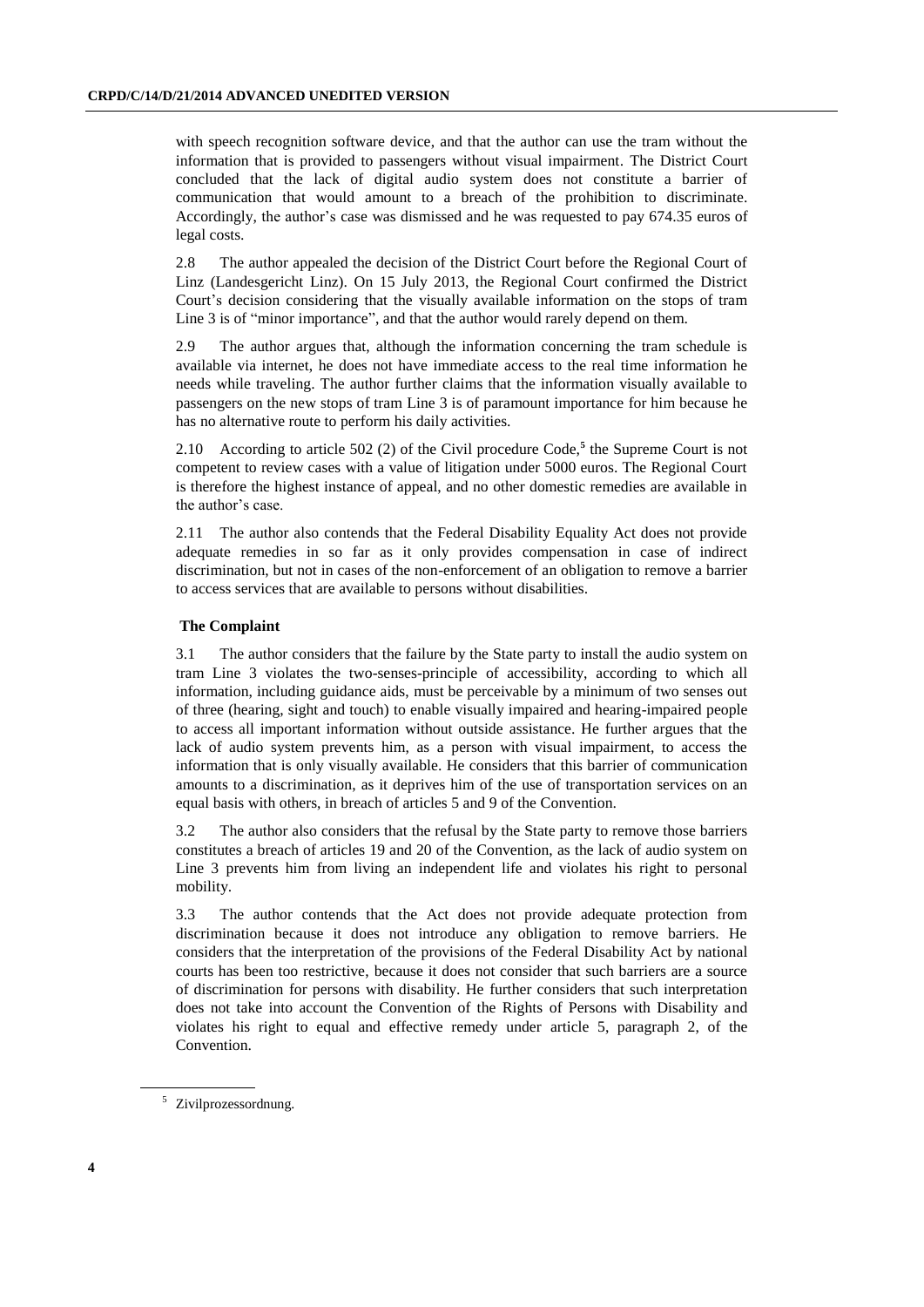with speech recognition software device, and that the author can use the tram without the information that is provided to passengers without visual impairment. The District Court concluded that the lack of digital audio system does not constitute a barrier of communication that would amount to a breach of the prohibition to discriminate. Accordingly, the author's case was dismissed and he was requested to pay 674.35 euros of legal costs.

2.8 The author appealed the decision of the District Court before the Regional Court of Linz (Landesgericht Linz). On 15 July 2013, the Regional Court confirmed the District Court's decision considering that the visually available information on the stops of tram Line 3 is of "minor importance", and that the author would rarely depend on them.

2.9 The author argues that, although the information concerning the tram schedule is available via internet, he does not have immediate access to the real time information he needs while traveling. The author further claims that the information visually available to passengers on the new stops of tram Line 3 is of paramount importance for him because he has no alternative route to perform his daily activities.

2.10 According to article 502 (2) of the Civil procedure Code,[5] the Supreme Court is not competent to review cases with a value of litigation under 5000 euros. The Regional Court is therefore the highest instance of appeal, and no other domestic remedies are available in the author's case.

2.11 The author also contends that the Federal Disability Equality Act does not provide adequate remedies in so far as it only provides compensation in case of indirect discrimination, but not in cases of the non-enforcement of an obligation to remove a barrier to access services that are available to persons without disabilities.

### The Complaint

3.1 The author considers that the failure by the State party to install the audio system on tram Line 3 violates the two-senses-principle of accessibility, according to which all information, including guidance aids, must be perceivable by a minimum of two senses out of three (hearing, sight and touch) to enable visually impaired and hearing-impaired people to access all important information without outside assistance. He further argues that the lack of audio system prevents him, as a person with visual impairment, to access the information that is only visually available. He considers that this barrier of communication amounts to a discrimination, as it deprives him of the use of transportation services on an equal basis with others, in breach of articles 5 and 9 of the Convention.

3.2 The author also considers that the refusal by the State party to remove those barriers constitutes a breach of articles 19 and 20 of the Convention, as the lack of audio system on Line 3 prevents him from living an independent life and violates his right to personal mobility.

3.3 The author contends that the Act does not provide adequate protection from discrimination because it does not introduce any obligation to remove barriers. He considers that the interpretation of the provisions of the Federal Disability Act by national courts has been too restrictive, because it does not consider that such barriers are a source of discrimination for persons with disability. He further considers that such interpretation does not take into account the Convention of the Rights of Persons with Disability and violates his right to equal and effective remedy under article 5, paragraph 2, of the Convention.

---

[5] Zivilprozessordnung.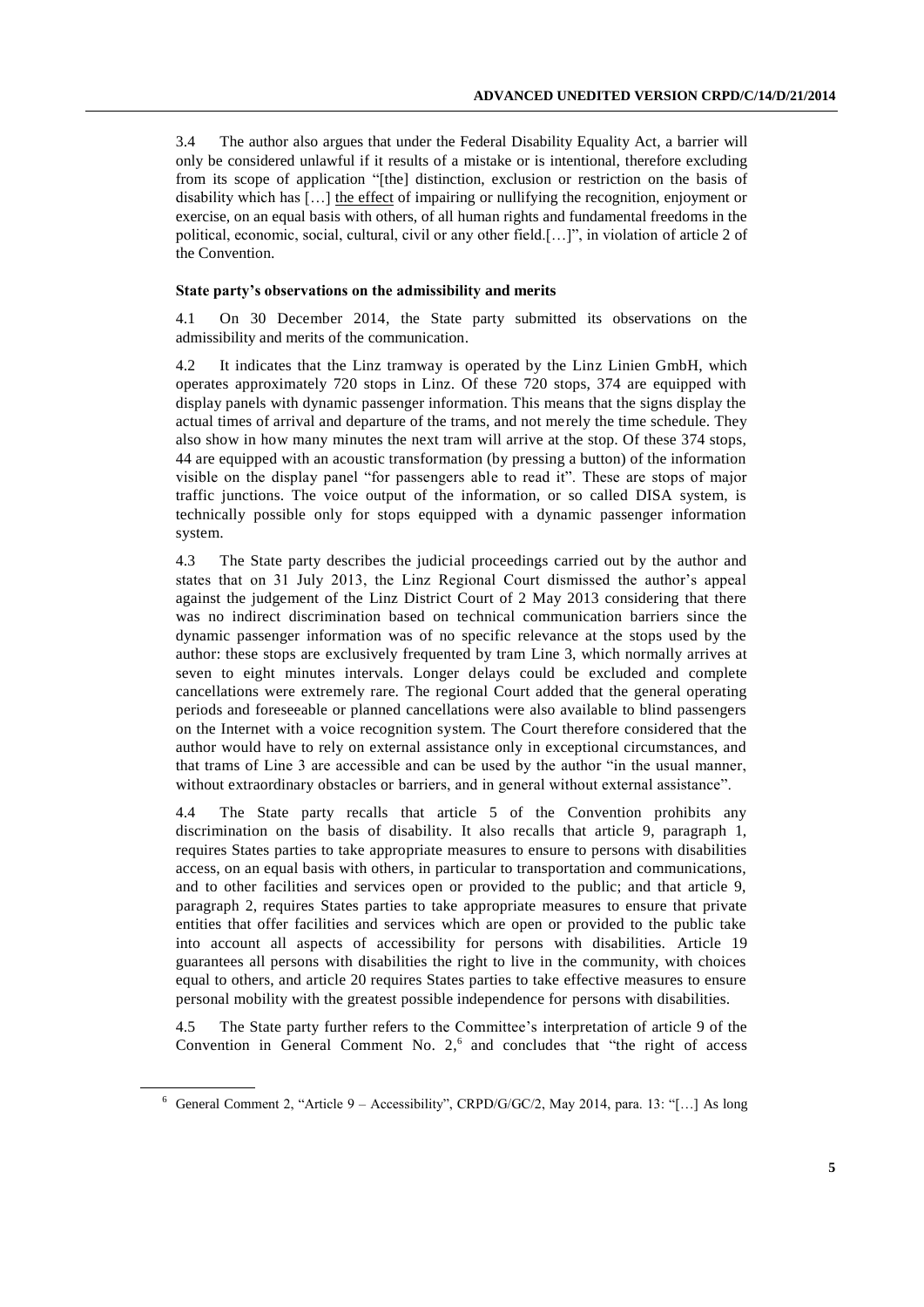3.4 The author also argues that under the Federal Disability Equality Act, a barrier will only be considered unlawful if it results of a mistake or is intentional, therefore excluding from its scope of application "[the] distinction, exclusion or restriction on the basis of disability which has […] <u>the effect</u> of impairing or nullifying the recognition, enjoyment or exercise, on an equal basis with others, of all human rights and fundamental freedoms in the political, economic, social, cultural, civil or any other field.[…]", in violation of article 2 of the Convention.

**State party's observations on the admissibility and merits**

4.1 On 30 December 2014, the State party submitted its observations on the admissibility and merits of the communication.

4.2 It indicates that the Linz tramway is operated by the Linz Linien GmbH, which operates approximately 720 stops in Linz. Of these 720 stops, 374 are equipped with display panels with dynamic passenger information. This means that the signs display the actual times of arrival and departure of the trams, and not merely the time schedule. They also show in how many minutes the next tram will arrive at the stop. Of these 374 stops, 44 are equipped with an acoustic transformation (by pressing a button) of the information visible on the display panel "for passengers able to read it". These are stops of major traffic junctions. The voice output of the information, or so called DISA system, is technically possible only for stops equipped with a dynamic passenger information system.

4.3 The State party describes the judicial proceedings carried out by the author and states that on 31 July 2013, the Linz Regional Court dismissed the author's appeal against the judgement of the Linz District Court of 2 May 2013 considering that there was no indirect discrimination based on technical communication barriers since the dynamic passenger information was of no specific relevance at the stops used by the author: these stops are exclusively frequented by tram Line 3, which normally arrives at seven to eight minutes intervals. Longer delays could be excluded and complete cancellations were extremely rare. The regional Court added that the general operating periods and foreseeable or planned cancellations were also available to blind passengers on the Internet with a voice recognition system. The Court therefore considered that the author would have to rely on external assistance only in exceptional circumstances, and that trams of Line 3 are accessible and can be used by the author "in the usual manner, without extraordinary obstacles or barriers, and in general without external assistance".

4.4 The State party recalls that article 5 of the Convention prohibits any discrimination on the basis of disability. It also recalls that article 9, paragraph 1, requires States parties to take appropriate measures to ensure to persons with disabilities access, on an equal basis with others, in particular to transportation and communications, and to other facilities and services open or provided to the public; and that article 9, paragraph 2, requires States parties to take appropriate measures to ensure that private entities that offer facilities and services which are open or provided to the public take into account all aspects of accessibility for persons with disabilities. Article 19 guarantees all persons with disabilities the right to live in the community, with choices equal to others, and article 20 requires States parties to take effective measures to ensure personal mobility with the greatest possible independence for persons with disabilities.

4.5 The State party further refers to the Committee's interpretation of article 9 of the Convention in General Comment No. 2,[6] and concludes that "the right of access

[6] General Comment 2, "Article 9 – Accessibility", CRPD/G/GC/2, May 2014, para. 13: "[…] As long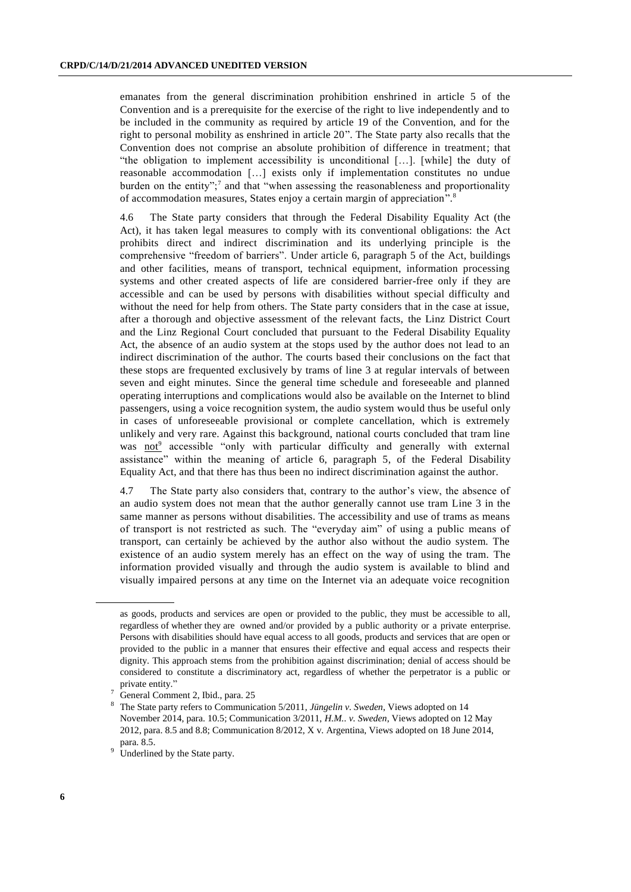emanates from the general discrimination prohibition enshrined in article 5 of the Convention and is a prerequisite for the exercise of the right to live independently and to be included in the community as required by article 19 of the Convention, and for the right to personal mobility as enshrined in article 20". The State party also recalls that the Convention does not comprise an absolute prohibition of difference in treatment; that "the obligation to implement accessibility is unconditional […]. [while] the duty of reasonable accommodation […] exists only if implementation constitutes no undue burden on the entity";[7] and that "when assessing the reasonableness and proportionality of accommodation measures, States enjoy a certain margin of appreciation".[8]

4.6 The State party considers that through the Federal Disability Equality Act (the Act), it has taken legal measures to comply with its conventional obligations: the Act prohibits direct and indirect discrimination and its underlying principle is the comprehensive "freedom of barriers". Under article 6, paragraph 5 of the Act, buildings and other facilities, means of transport, technical equipment, information processing systems and other created aspects of life are considered barrier-free only if they are accessible and can be used by persons with disabilities without special difficulty and without the need for help from others. The State party considers that in the case at issue, after a thorough and objective assessment of the relevant facts, the Linz District Court and the Linz Regional Court concluded that pursuant to the Federal Disability Equality Act, the absence of an audio system at the stops used by the author does not lead to an indirect discrimination of the author. The courts based their conclusions on the fact that these stops are frequented exclusively by trams of line 3 at regular intervals of between seven and eight minutes. Since the general time schedule and foreseeable and planned operating interruptions and complications would also be available on the Internet to blind passengers, using a voice recognition system, the audio system would thus be useful only in cases of unforeseeable provisional or complete cancellation, which is extremely unlikely and very rare. Against this background, national courts concluded that tram line was <u>not</u>[9] accessible "only with particular difficulty and generally with external assistance" within the meaning of article 6, paragraph 5, of the Federal Disability Equality Act, and that there has thus been no indirect discrimination against the author.

4.7 The State party also considers that, contrary to the author's view, the absence of an audio system does not mean that the author generally cannot use tram Line 3 in the same manner as persons without disabilities. The accessibility and use of trams as means of transport is not restricted as such. The "everyday aim" of using a public means of transport, can certainly be achieved by the author also without the audio system. The existence of an audio system merely has an effect on the way of using the tram. The information provided visually and through the audio system is available to blind and visually impaired persons at any time on the Internet via an adequate voice recognition

---

as goods, products and services are open or provided to the public, they must be accessible to all, regardless of whether they are owned and/or provided by a public authority or a private enterprise. Persons with disabilities should have equal access to all goods, products and services that are open or provided to the public in a manner that ensures their effective and equal access and respects their dignity. This approach stems from the prohibition against discrimination; denial of access should be considered to constitute a discriminatory act, regardless of whether the perpetrator is a public or private entity."

[7] General Comment 2, Ibid., para. 25

[8] The State party refers to Communication 5/2011, *Jüngelin v. Sweden*, Views adopted on 14 November 2014, para. 10.5; Communication 3/2011, *H.M.. v. Sweden*, Views adopted on 12 May 2012, para. 8.5 and 8.8; Communication 8/2012, X v. Argentina, Views adopted on 18 June 2014, para. 8.5.

[9] Underlined by the State party.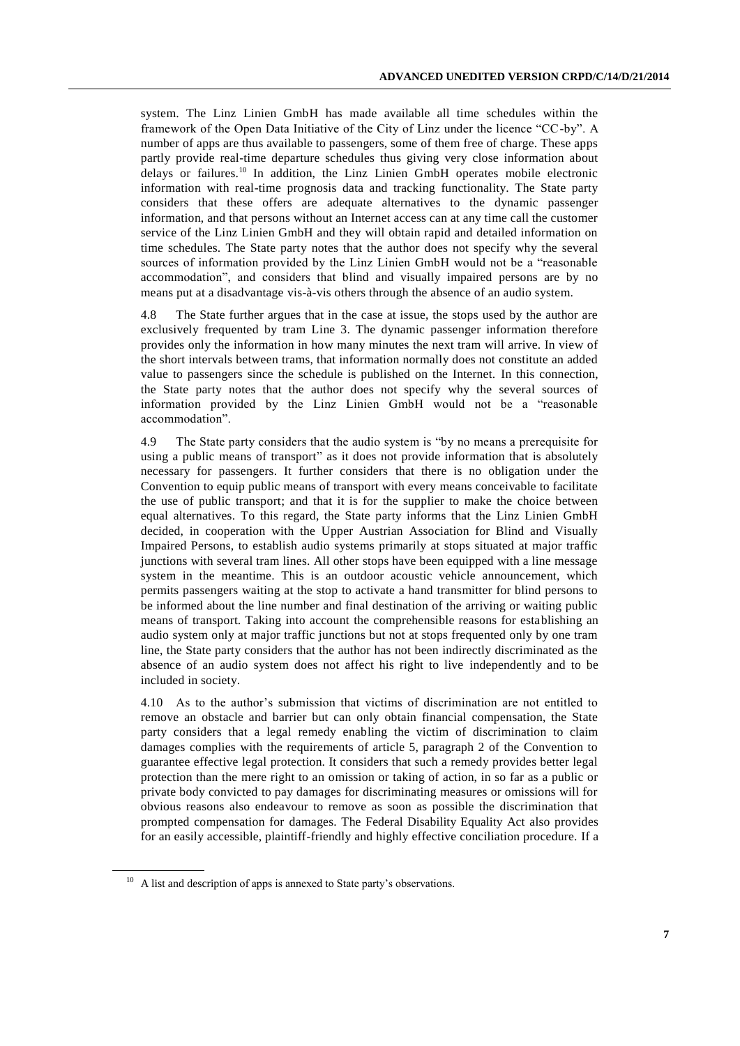system. The Linz Linien GmbH has made available all time schedules within the framework of the Open Data Initiative of the City of Linz under the licence "CC-by". A number of apps are thus available to passengers, some of them free of charge. These apps partly provide real-time departure schedules thus giving very close information about delays or failures.[10] In addition, the Linz Linien GmbH operates mobile electronic information with real-time prognosis data and tracking functionality. The State party considers that these offers are adequate alternatives to the dynamic passenger information, and that persons without an Internet access can at any time call the customer service of the Linz Linien GmbH and they will obtain rapid and detailed information on time schedules. The State party notes that the author does not specify why the several sources of information provided by the Linz Linien GmbH would not be a "reasonable accommodation", and considers that blind and visually impaired persons are by no means put at a disadvantage vis-à-vis others through the absence of an audio system.

4.8 The State further argues that in the case at issue, the stops used by the author are exclusively frequented by tram Line 3. The dynamic passenger information therefore provides only the information in how many minutes the next tram will arrive. In view of the short intervals between trams, that information normally does not constitute an added value to passengers since the schedule is published on the Internet. In this connection, the State party notes that the author does not specify why the several sources of information provided by the Linz Linien GmbH would not be a "reasonable accommodation".

4.9 The State party considers that the audio system is "by no means a prerequisite for using a public means of transport" as it does not provide information that is absolutely necessary for passengers. It further considers that there is no obligation under the Convention to equip public means of transport with every means conceivable to facilitate the use of public transport; and that it is for the supplier to make the choice between equal alternatives. To this regard, the State party informs that the Linz Linien GmbH decided, in cooperation with the Upper Austrian Association for Blind and Visually Impaired Persons, to establish audio systems primarily at stops situated at major traffic junctions with several tram lines. All other stops have been equipped with a line message system in the meantime. This is an outdoor acoustic vehicle announcement, which permits passengers waiting at the stop to activate a hand transmitter for blind persons to be informed about the line number and final destination of the arriving or waiting public means of transport. Taking into account the comprehensible reasons for establishing an audio system only at major traffic junctions but not at stops frequented only by one tram line, the State party considers that the author has not been indirectly discriminated as the absence of an audio system does not affect his right to live independently and to be included in society.

4.10 As to the author's submission that victims of discrimination are not entitled to remove an obstacle and barrier but can only obtain financial compensation, the State party considers that a legal remedy enabling the victim of discrimination to claim damages complies with the requirements of article 5, paragraph 2 of the Convention to guarantee effective legal protection. It considers that such a remedy provides better legal protection than the mere right to an omission or taking of action, in so far as a public or private body convicted to pay damages for discriminating measures or omissions will for obvious reasons also endeavour to remove as soon as possible the discrimination that prompted compensation for damages. The Federal Disability Equality Act also provides for an easily accessible, plaintiff-friendly and highly effective conciliation procedure. If a

[10] A list and description of apps is annexed to State party's observations.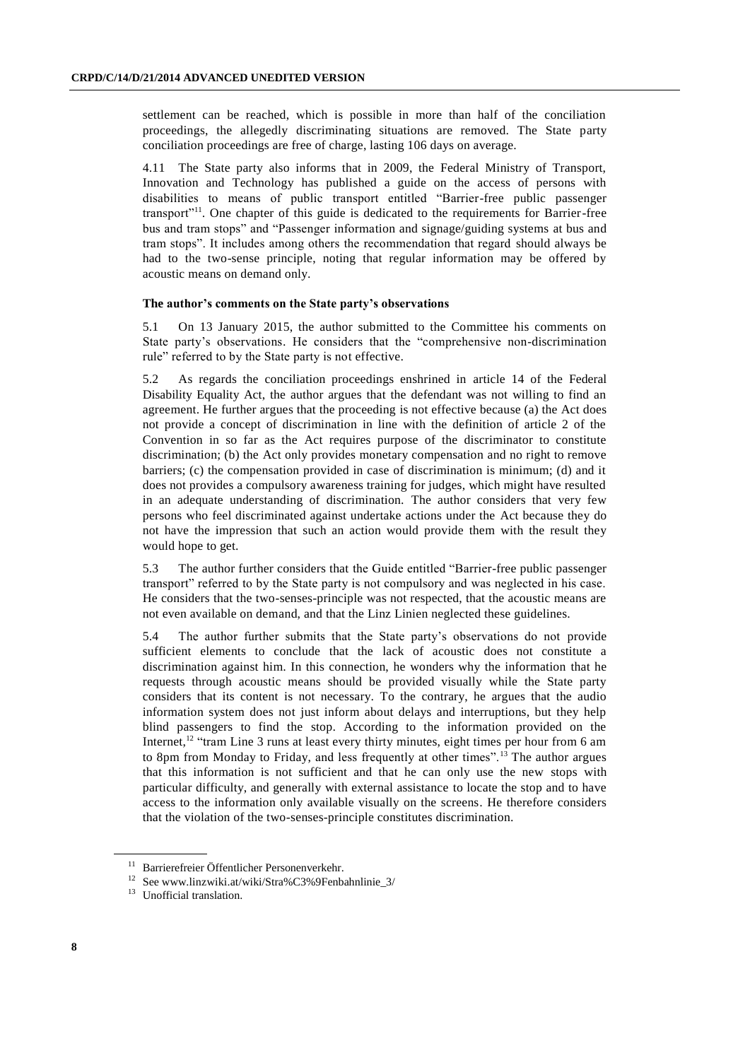settlement can be reached, which is possible in more than half of the conciliation proceedings, the allegedly discriminating situations are removed. The State party conciliation proceedings are free of charge, lasting 106 days on average.

4.11 The State party also informs that in 2009, the Federal Ministry of Transport, Innovation and Technology has published a guide on the access of persons with disabilities to means of public transport entitled "Barrier-free public passenger transport"[11]. One chapter of this guide is dedicated to the requirements for Barrier-free bus and tram stops" and "Passenger information and signage/guiding systems at bus and tram stops". It includes among others the recommendation that regard should always be had to the two-sense principle, noting that regular information may be offered by acoustic means on demand only.

### The author's comments on the State party's observations

5.1 On 13 January 2015, the author submitted to the Committee his comments on State party's observations. He considers that the "comprehensive non-discrimination rule" referred to by the State party is not effective.

5.2 As regards the conciliation proceedings enshrined in article 14 of the Federal Disability Equality Act, the author argues that the defendant was not willing to find an agreement. He further argues that the proceeding is not effective because (a) the Act does not provide a concept of discrimination in line with the definition of article 2 of the Convention in so far as the Act requires purpose of the discriminator to constitute discrimination; (b) the Act only provides monetary compensation and no right to remove barriers; (c) the compensation provided in case of discrimination is minimum; (d) and it does not provides a compulsory awareness training for judges, which might have resulted in an adequate understanding of discrimination. The author considers that very few persons who feel discriminated against undertake actions under the Act because they do not have the impression that such an action would provide them with the result they would hope to get.

5.3 The author further considers that the Guide entitled "Barrier-free public passenger transport" referred to by the State party is not compulsory and was neglected in his case. He considers that the two-senses-principle was not respected, that the acoustic means are not even available on demand, and that the Linz Linien neglected these guidelines.

5.4 The author further submits that the State party's observations do not provide sufficient elements to conclude that the lack of acoustic does not constitute a discrimination against him. In this connection, he wonders why the information that he requests through acoustic means should be provided visually while the State party considers that its content is not necessary. To the contrary, he argues that the audio information system does not just inform about delays and interruptions, but they help blind passengers to find the stop. According to the information provided on the Internet,[12] "tram Line 3 runs at least every thirty minutes, eight times per hour from 6 am to 8pm from Monday to Friday, and less frequently at other times".[13] The author argues that this information is not sufficient and that he can only use the new stops with particular difficulty, and generally with external assistance to locate the stop and to have access to the information only available visually on the screens. He therefore considers that the violation of the two-senses-principle constitutes discrimination.

---

[11] Barrierefreier Öffentlicher Personenverkehr.

[12] See www.linzwiki.at/wiki/Stra%C3%9Fenbahnlinie_3/

[13] Unofficial translation.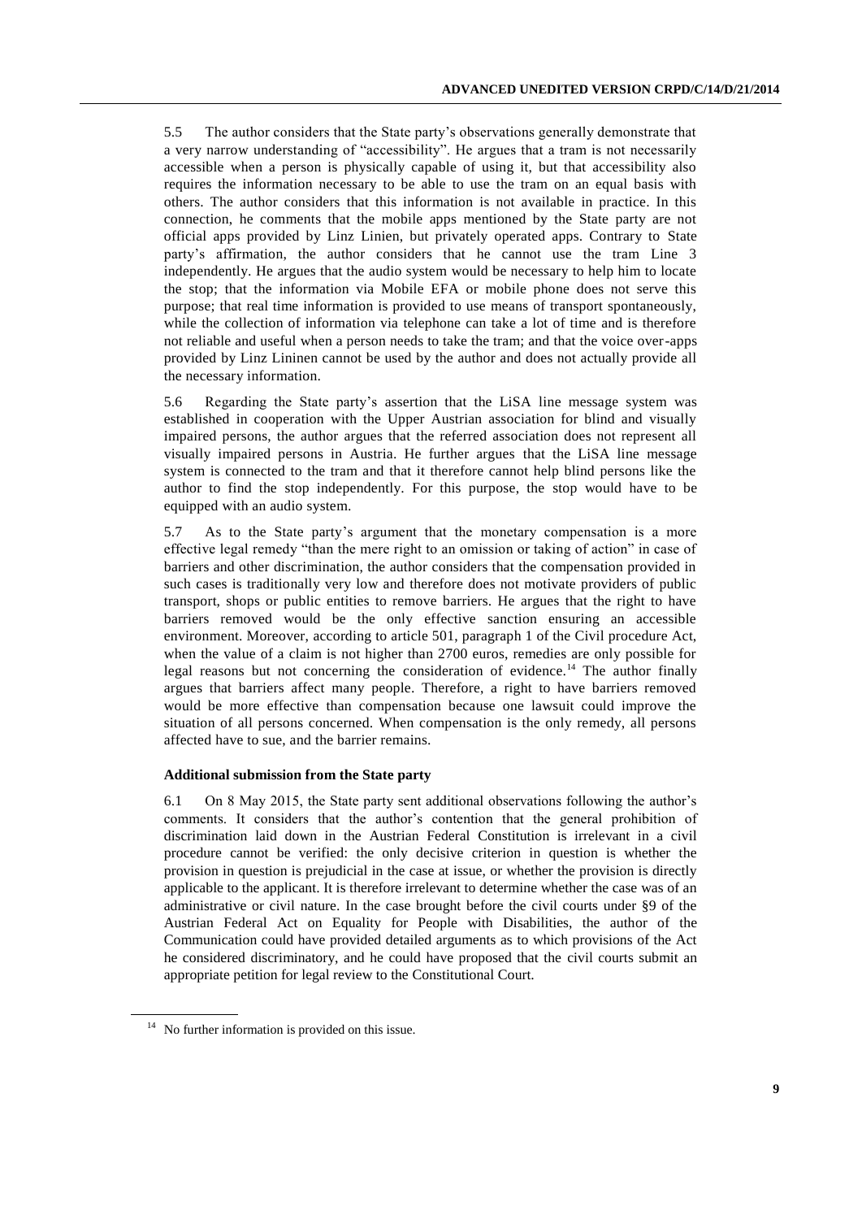5.5 The author considers that the State party's observations generally demonstrate that a very narrow understanding of "accessibility". He argues that a tram is not necessarily accessible when a person is physically capable of using it, but that accessibility also requires the information necessary to be able to use the tram on an equal basis with others. The author considers that this information is not available in practice. In this connection, he comments that the mobile apps mentioned by the State party are not official apps provided by Linz Linien, but privately operated apps. Contrary to State party's affirmation, the author considers that he cannot use the tram Line 3 independently. He argues that the audio system would be necessary to help him to locate the stop; that the information via Mobile EFA or mobile phone does not serve this purpose; that real time information is provided to use means of transport spontaneously, while the collection of information via telephone can take a lot of time and is therefore not reliable and useful when a person needs to take the tram; and that the voice over-apps provided by Linz Lininen cannot be used by the author and does not actually provide all the necessary information.

5.6 Regarding the State party's assertion that the LiSA line message system was established in cooperation with the Upper Austrian association for blind and visually impaired persons, the author argues that the referred association does not represent all visually impaired persons in Austria. He further argues that the LiSA line message system is connected to the tram and that it therefore cannot help blind persons like the author to find the stop independently. For this purpose, the stop would have to be equipped with an audio system.

5.7 As to the State party's argument that the monetary compensation is a more effective legal remedy "than the mere right to an omission or taking of action" in case of barriers and other discrimination, the author considers that the compensation provided in such cases is traditionally very low and therefore does not motivate providers of public transport, shops or public entities to remove barriers. He argues that the right to have barriers removed would be the only effective sanction ensuring an accessible environment. Moreover, according to article 501, paragraph 1 of the Civil procedure Act, when the value of a claim is not higher than 2700 euros, remedies are only possible for legal reasons but not concerning the consideration of evidence.[14] The author finally argues that barriers affect many people. Therefore, a right to have barriers removed would be more effective than compensation because one lawsuit could improve the situation of all persons concerned. When compensation is the only remedy, all persons affected have to sue, and the barrier remains.

### Additional submission from the State party

6.1 On 8 May 2015, the State party sent additional observations following the author's comments. It considers that the author's contention that the general prohibition of discrimination laid down in the Austrian Federal Constitution is irrelevant in a civil procedure cannot be verified: the only decisive criterion in question is whether the provision in question is prejudicial in the case at issue, or whether the provision is directly applicable to the applicant. It is therefore irrelevant to determine whether the case was of an administrative or civil nature. In the case brought before the civil courts under §9 of the Austrian Federal Act on Equality for People with Disabilities, the author of the Communication could have provided detailed arguments as to which provisions of the Act he considered discriminatory, and he could have proposed that the civil courts submit an appropriate petition for legal review to the Constitutional Court.

[14] No further information is provided on this issue.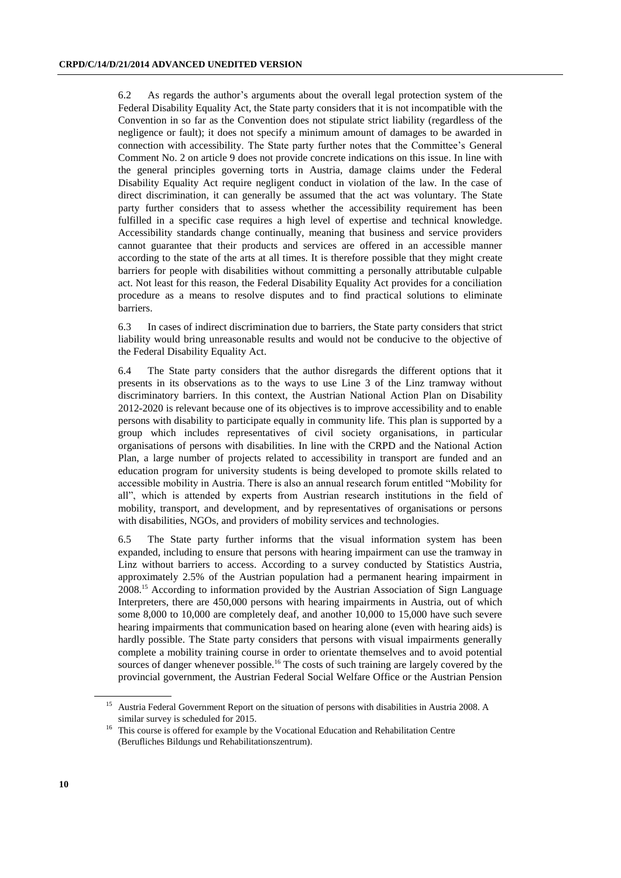6.2 As regards the author's arguments about the overall legal protection system of the Federal Disability Equality Act, the State party considers that it is not incompatible with the Convention in so far as the Convention does not stipulate strict liability (regardless of the negligence or fault); it does not specify a minimum amount of damages to be awarded in connection with accessibility. The State party further notes that the Committee's General Comment No. 2 on article 9 does not provide concrete indications on this issue. In line with the general principles governing torts in Austria, damage claims under the Federal Disability Equality Act require negligent conduct in violation of the law. In the case of direct discrimination, it can generally be assumed that the act was voluntary. The State party further considers that to assess whether the accessibility requirement has been fulfilled in a specific case requires a high level of expertise and technical knowledge. Accessibility standards change continually, meaning that business and service providers cannot guarantee that their products and services are offered in an accessible manner according to the state of the arts at all times. It is therefore possible that they might create barriers for people with disabilities without committing a personally attributable culpable act. Not least for this reason, the Federal Disability Equality Act provides for a conciliation procedure as a means to resolve disputes and to find practical solutions to eliminate barriers.

6.3 In cases of indirect discrimination due to barriers, the State party considers that strict liability would bring unreasonable results and would not be conducive to the objective of the Federal Disability Equality Act.

6.4 The State party considers that the author disregards the different options that it presents in its observations as to the ways to use Line 3 of the Linz tramway without discriminatory barriers. In this context, the Austrian National Action Plan on Disability 2012-2020 is relevant because one of its objectives is to improve accessibility and to enable persons with disability to participate equally in community life. This plan is supported by a group which includes representatives of civil society organisations, in particular organisations of persons with disabilities. In line with the CRPD and the National Action Plan, a large number of projects related to accessibility in transport are funded and an education program for university students is being developed to promote skills related to accessible mobility in Austria. There is also an annual research forum entitled "Mobility for all", which is attended by experts from Austrian research institutions in the field of mobility, transport, and development, and by representatives of organisations or persons with disabilities, NGOs, and providers of mobility services and technologies.

6.5 The State party further informs that the visual information system has been expanded, including to ensure that persons with hearing impairment can use the tramway in Linz without barriers to access. According to a survey conducted by Statistics Austria, approximately 2.5% of the Austrian population had a permanent hearing impairment in 2008.[15] According to information provided by the Austrian Association of Sign Language Interpreters, there are 450,000 persons with hearing impairments in Austria, out of which some 8,000 to 10,000 are completely deaf, and another 10,000 to 15,000 have such severe hearing impairments that communication based on hearing alone (even with hearing aids) is hardly possible. The State party considers that persons with visual impairments generally complete a mobility training course in order to orientate themselves and to avoid potential sources of danger whenever possible.[16] The costs of such training are largely covered by the provincial government, the Austrian Federal Social Welfare Office or the Austrian Pension

[15] Austria Federal Government Report on the situation of persons with disabilities in Austria 2008. A similar survey is scheduled for 2015.

[16] This course is offered for example by the Vocational Education and Rehabilitation Centre (Berufliches Bildungs und Rehabilitationszentrum).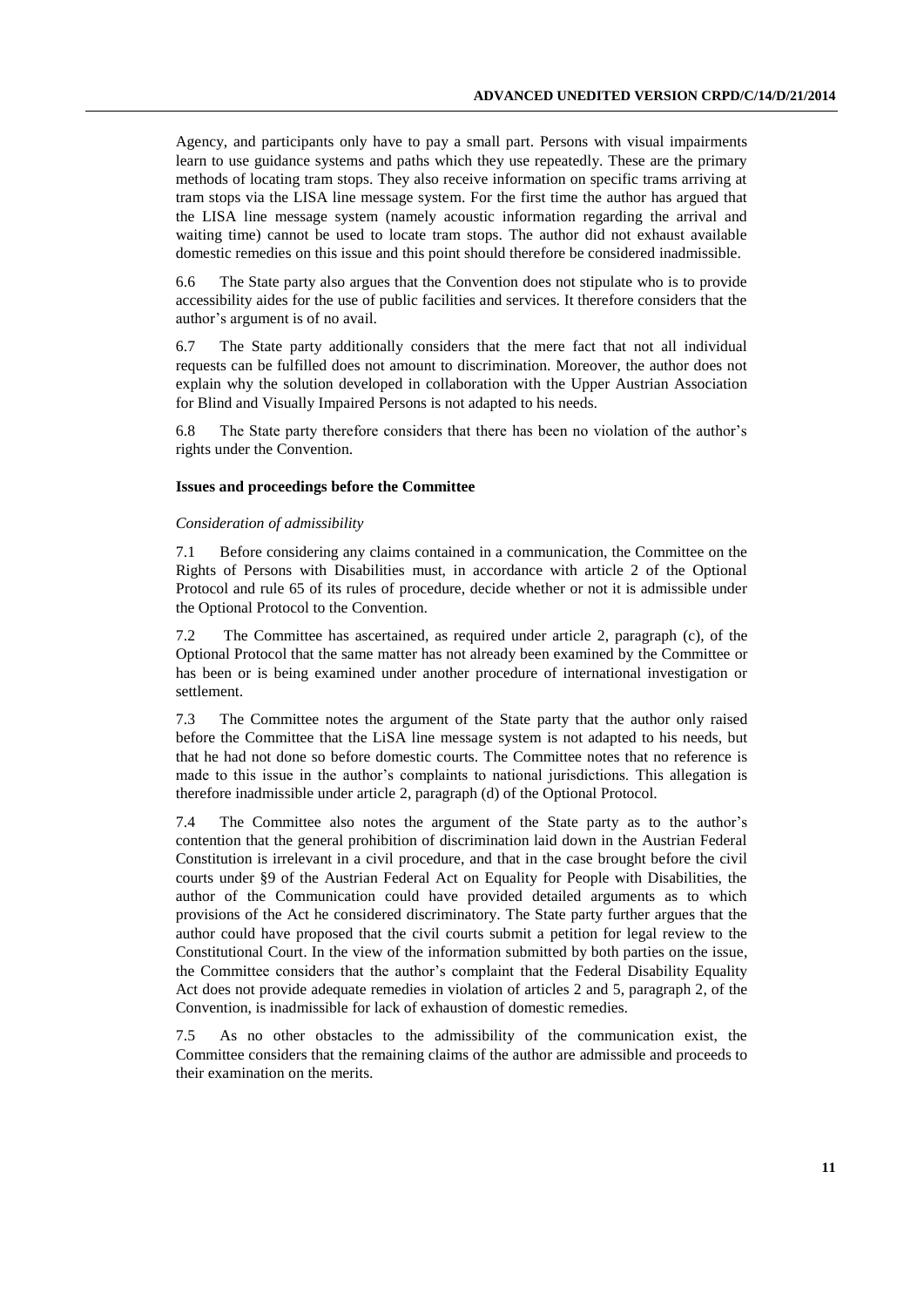Agency, and participants only have to pay a small part. Persons with visual impairments learn to use guidance systems and paths which they use repeatedly. These are the primary methods of locating tram stops. They also receive information on specific trams arriving at tram stops via the LISA line message system. For the first time the author has argued that the LISA line message system (namely acoustic information regarding the arrival and waiting time) cannot be used to locate tram stops. The author did not exhaust available domestic remedies on this issue and this point should therefore be considered inadmissible.

6.6 The State party also argues that the Convention does not stipulate who is to provide accessibility aides for the use of public facilities and services. It therefore considers that the author's argument is of no avail.

6.7 The State party additionally considers that the mere fact that not all individual requests can be fulfilled does not amount to discrimination. Moreover, the author does not explain why the solution developed in collaboration with the Upper Austrian Association for Blind and Visually Impaired Persons is not adapted to his needs.

6.8 The State party therefore considers that there has been no violation of the author's rights under the Convention.

### Issues and proceedings before the Committee

*Consideration of admissibility*

7.1 Before considering any claims contained in a communication, the Committee on the Rights of Persons with Disabilities must, in accordance with article 2 of the Optional Protocol and rule 65 of its rules of procedure, decide whether or not it is admissible under the Optional Protocol to the Convention.

7.2 The Committee has ascertained, as required under article 2, paragraph (c), of the Optional Protocol that the same matter has not already been examined by the Committee or has been or is being examined under another procedure of international investigation or settlement.

7.3 The Committee notes the argument of the State party that the author only raised before the Committee that the LiSA line message system is not adapted to his needs, but that he had not done so before domestic courts. The Committee notes that no reference is made to this issue in the author's complaints to national jurisdictions. This allegation is therefore inadmissible under article 2, paragraph (d) of the Optional Protocol.

7.4 The Committee also notes the argument of the State party as to the author's contention that the general prohibition of discrimination laid down in the Austrian Federal Constitution is irrelevant in a civil procedure, and that in the case brought before the civil courts under §9 of the Austrian Federal Act on Equality for People with Disabilities, the author of the Communication could have provided detailed arguments as to which provisions of the Act he considered discriminatory. The State party further argues that the author could have proposed that the civil courts submit a petition for legal review to the Constitutional Court. In the view of the information submitted by both parties on the issue, the Committee considers that the author's complaint that the Federal Disability Equality Act does not provide adequate remedies in violation of articles 2 and 5, paragraph 2, of the Convention, is inadmissible for lack of exhaustion of domestic remedies.

7.5 As no other obstacles to the admissibility of the communication exist, the Committee considers that the remaining claims of the author are admissible and proceeds to their examination on the merits.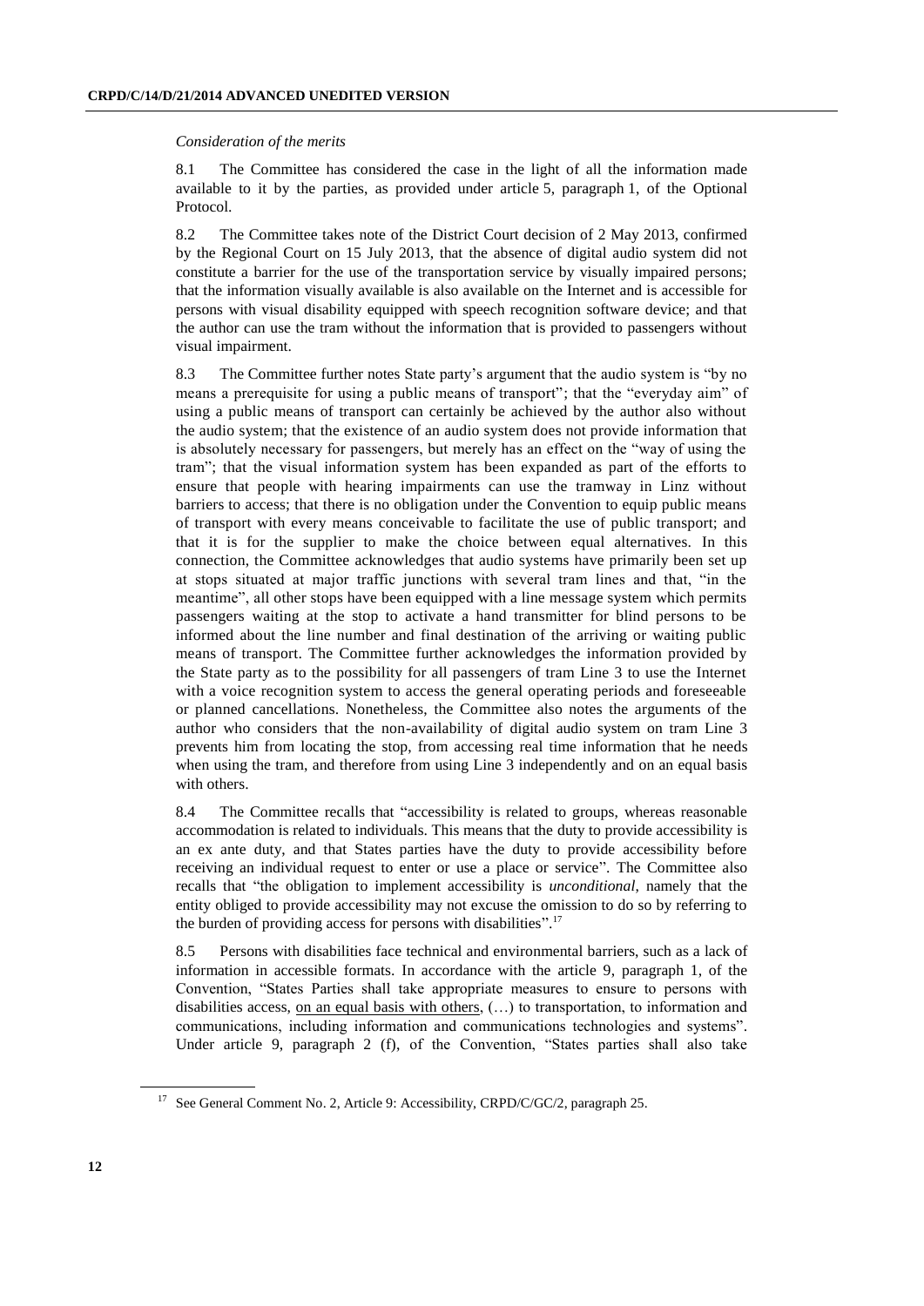*Consideration of the merits*

8.1 The Committee has considered the case in the light of all the information made available to it by the parties, as provided under article 5, paragraph 1, of the Optional Protocol.

8.2 The Committee takes note of the District Court decision of 2 May 2013, confirmed by the Regional Court on 15 July 2013, that the absence of digital audio system did not constitute a barrier for the use of the transportation service by visually impaired persons; that the information visually available is also available on the Internet and is accessible for persons with visual disability equipped with speech recognition software device; and that the author can use the tram without the information that is provided to passengers without visual impairment.

8.3 The Committee further notes State party's argument that the audio system is "by no means a prerequisite for using a public means of transport"; that the "everyday aim" of using a public means of transport can certainly be achieved by the author also without the audio system; that the existence of an audio system does not provide information that is absolutely necessary for passengers, but merely has an effect on the "way of using the tram"; that the visual information system has been expanded as part of the efforts to ensure that people with hearing impairments can use the tramway in Linz without barriers to access; that there is no obligation under the Convention to equip public means of transport with every means conceivable to facilitate the use of public transport; and that it is for the supplier to make the choice between equal alternatives. In this connection, the Committee acknowledges that audio systems have primarily been set up at stops situated at major traffic junctions with several tram lines and that, "in the meantime", all other stops have been equipped with a line message system which permits passengers waiting at the stop to activate a hand transmitter for blind persons to be informed about the line number and final destination of the arriving or waiting public means of transport. The Committee further acknowledges the information provided by the State party as to the possibility for all passengers of tram Line 3 to use the Internet with a voice recognition system to access the general operating periods and foreseeable or planned cancellations. Nonetheless, the Committee also notes the arguments of the author who considers that the non-availability of digital audio system on tram Line 3 prevents him from locating the stop, from accessing real time information that he needs when using the tram, and therefore from using Line 3 independently and on an equal basis with others.

8.4 The Committee recalls that "accessibility is related to groups, whereas reasonable accommodation is related to individuals. This means that the duty to provide accessibility is an ex ante duty, and that States parties have the duty to provide accessibility before receiving an individual request to enter or use a place or service". The Committee also recalls that "the obligation to implement accessibility is *unconditional*, namely that the entity obliged to provide accessibility may not excuse the omission to do so by referring to the burden of providing access for persons with disabilities".[17]

8.5 Persons with disabilities face technical and environmental barriers, such as a lack of information in accessible formats. In accordance with the article 9, paragraph 1, of the Convention, "States Parties shall take appropriate measures to ensure to persons with disabilities access, <u>on an equal basis with others</u>, (…) to transportation, to information and communications, including information and communications technologies and systems". Under article 9, paragraph 2 (f), of the Convention, "States parties shall also take

[17] See General Comment No. 2, Article 9: Accessibility, CRPD/C/GC/2, paragraph 25.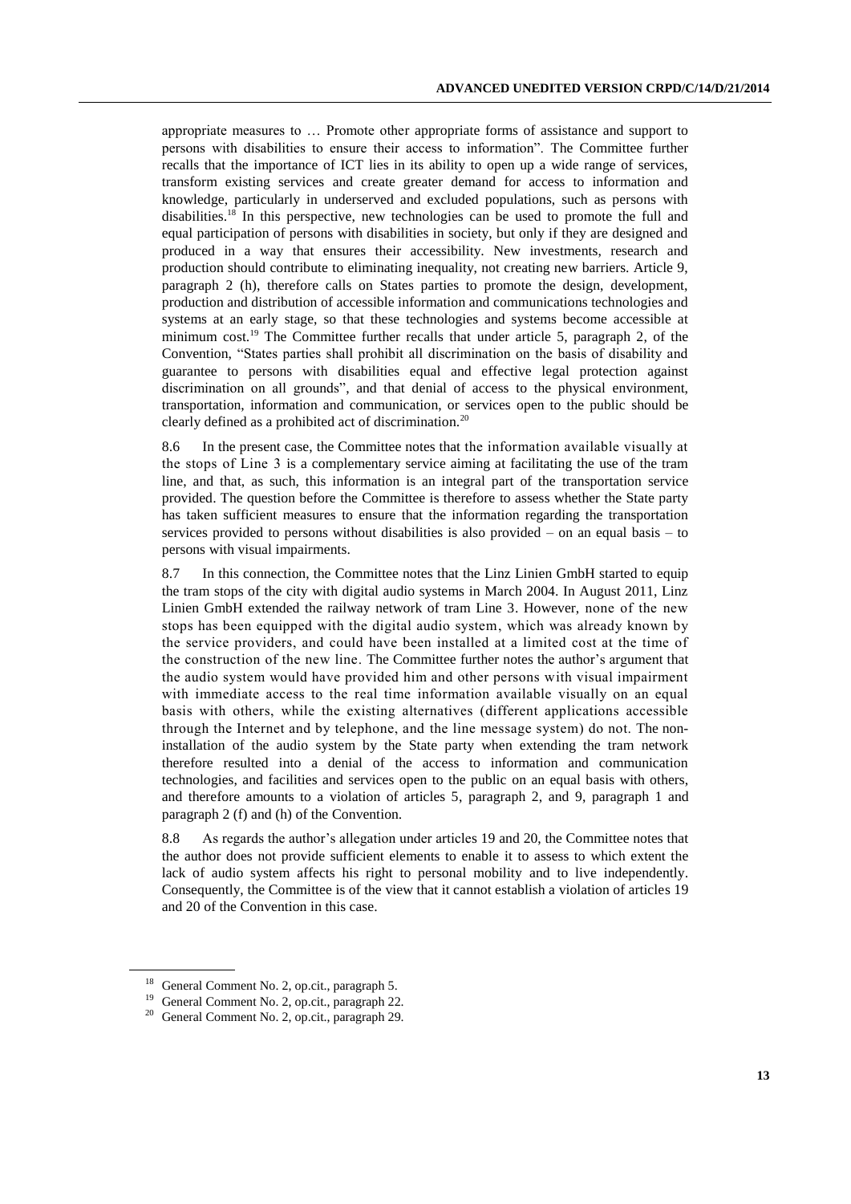appropriate measures to … Promote other appropriate forms of assistance and support to persons with disabilities to ensure their access to information". The Committee further recalls that the importance of ICT lies in its ability to open up a wide range of services, transform existing services and create greater demand for access to information and knowledge, particularly in underserved and excluded populations, such as persons with disabilities.[18] In this perspective, new technologies can be used to promote the full and equal participation of persons with disabilities in society, but only if they are designed and produced in a way that ensures their accessibility. New investments, research and production should contribute to eliminating inequality, not creating new barriers. Article 9, paragraph 2 (h), therefore calls on States parties to promote the design, development, production and distribution of accessible information and communications technologies and systems at an early stage, so that these technologies and systems become accessible at minimum cost.[19] The Committee further recalls that under article 5, paragraph 2, of the Convention, "States parties shall prohibit all discrimination on the basis of disability and guarantee to persons with disabilities equal and effective legal protection against discrimination on all grounds", and that denial of access to the physical environment, transportation, information and communication, or services open to the public should be clearly defined as a prohibited act of discrimination.[20]

8.6 In the present case, the Committee notes that the information available visually at the stops of Line 3 is a complementary service aiming at facilitating the use of the tram line, and that, as such, this information is an integral part of the transportation service provided. The question before the Committee is therefore to assess whether the State party has taken sufficient measures to ensure that the information regarding the transportation services provided to persons without disabilities is also provided – on an equal basis – to persons with visual impairments.

8.7 In this connection, the Committee notes that the Linz Linien GmbH started to equip the tram stops of the city with digital audio systems in March 2004. In August 2011, Linz Linien GmbH extended the railway network of tram Line 3. However, none of the new stops has been equipped with the digital audio system, which was already known by the service providers, and could have been installed at a limited cost at the time of the construction of the new line. The Committee further notes the author's argument that the audio system would have provided him and other persons with visual impairment with immediate access to the real time information available visually on an equal basis with others, while the existing alternatives (different applications accessible through the Internet and by telephone, and the line message system) do not. The non-installation of the audio system by the State party when extending the tram network therefore resulted into a denial of the access to information and communication technologies, and facilities and services open to the public on an equal basis with others, and therefore amounts to a violation of articles 5, paragraph 2, and 9, paragraph 1 and paragraph 2 (f) and (h) of the Convention.

8.8 As regards the author's allegation under articles 19 and 20, the Committee notes that the author does not provide sufficient elements to enable it to assess to which extent the lack of audio system affects his right to personal mobility and to live independently. Consequently, the Committee is of the view that it cannot establish a violation of articles 19 and 20 of the Convention in this case.

---

[18] General Comment No. 2, op.cit., paragraph 5.

[19] General Comment No. 2, op.cit., paragraph 22.

[20] General Comment No. 2, op.cit., paragraph 29.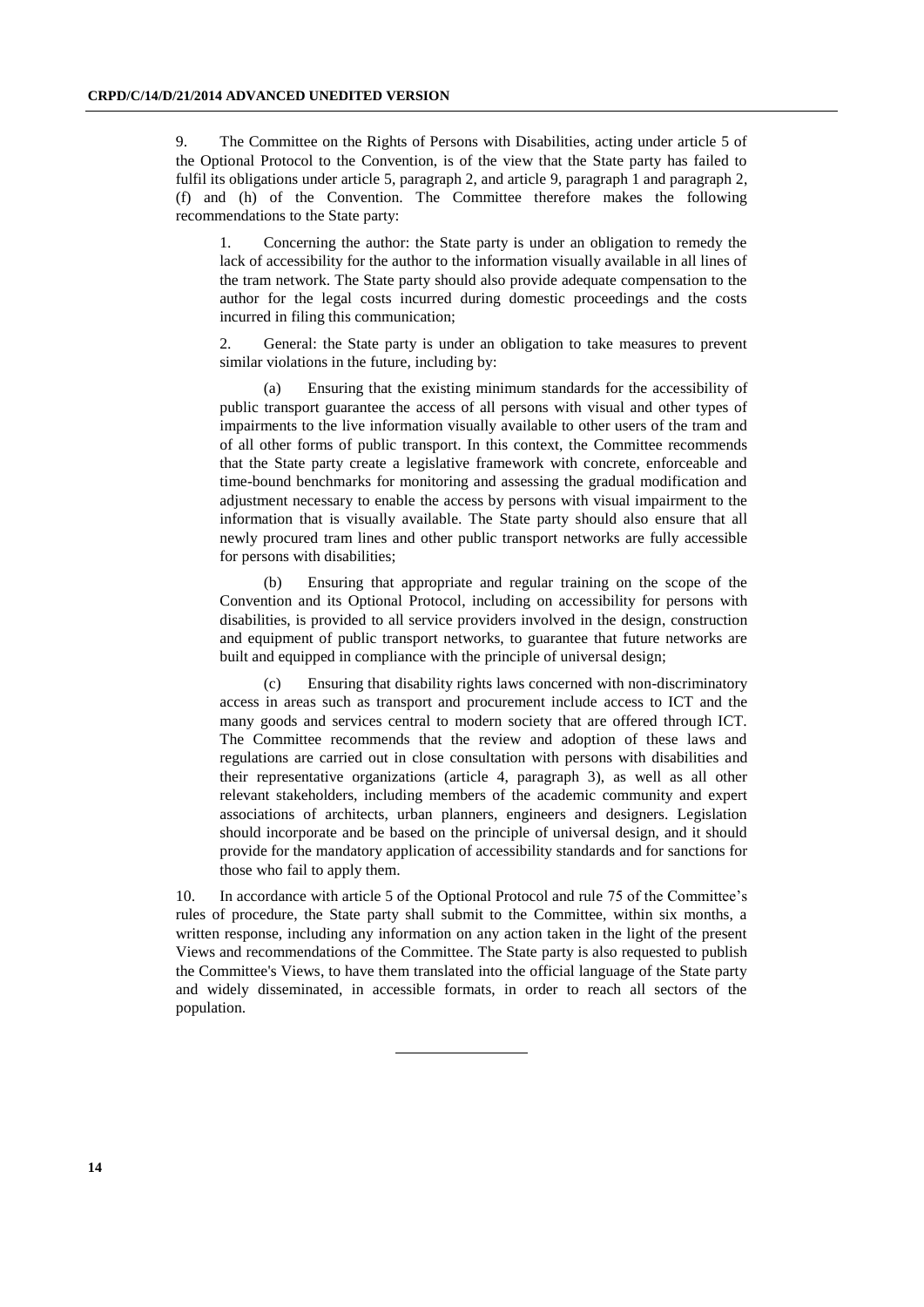9. The Committee on the Rights of Persons with Disabilities, acting under article 5 of the Optional Protocol to the Convention, is of the view that the State party has failed to fulfil its obligations under article 5, paragraph 2, and article 9, paragraph 1 and paragraph 2, (f) and (h) of the Convention. The Committee therefore makes the following recommendations to the State party:

1. Concerning the author: the State party is under an obligation to remedy the lack of accessibility for the author to the information visually available in all lines of the tram network. The State party should also provide adequate compensation to the author for the legal costs incurred during domestic proceedings and the costs incurred in filing this communication;

2. General: the State party is under an obligation to take measures to prevent similar violations in the future, including by:

(a) Ensuring that the existing minimum standards for the accessibility of public transport guarantee the access of all persons with visual and other types of impairments to the live information visually available to other users of the tram and of all other forms of public transport. In this context, the Committee recommends that the State party create a legislative framework with concrete, enforceable and time-bound benchmarks for monitoring and assessing the gradual modification and adjustment necessary to enable the access by persons with visual impairment to the information that is visually available. The State party should also ensure that all newly procured tram lines and other public transport networks are fully accessible for persons with disabilities;

(b) Ensuring that appropriate and regular training on the scope of the Convention and its Optional Protocol, including on accessibility for persons with disabilities, is provided to all service providers involved in the design, construction and equipment of public transport networks, to guarantee that future networks are built and equipped in compliance with the principle of universal design;

(c) Ensuring that disability rights laws concerned with non-discriminatory access in areas such as transport and procurement include access to ICT and the many goods and services central to modern society that are offered through ICT. The Committee recommends that the review and adoption of these laws and regulations are carried out in close consultation with persons with disabilities and their representative organizations (article 4, paragraph 3), as well as all other relevant stakeholders, including members of the academic community and expert associations of architects, urban planners, engineers and designers. Legislation should incorporate and be based on the principle of universal design, and it should provide for the mandatory application of accessibility standards and for sanctions for those who fail to apply them.

10. In accordance with article 5 of the Optional Protocol and rule 75 of the Committee's rules of procedure, the State party shall submit to the Committee, within six months, a written response, including any information on any action taken in the light of the present Views and recommendations of the Committee. The State party is also requested to publish the Committee's Views, to have them translated into the official language of the State party and widely disseminated, in accessible formats, in order to reach all sectors of the population.